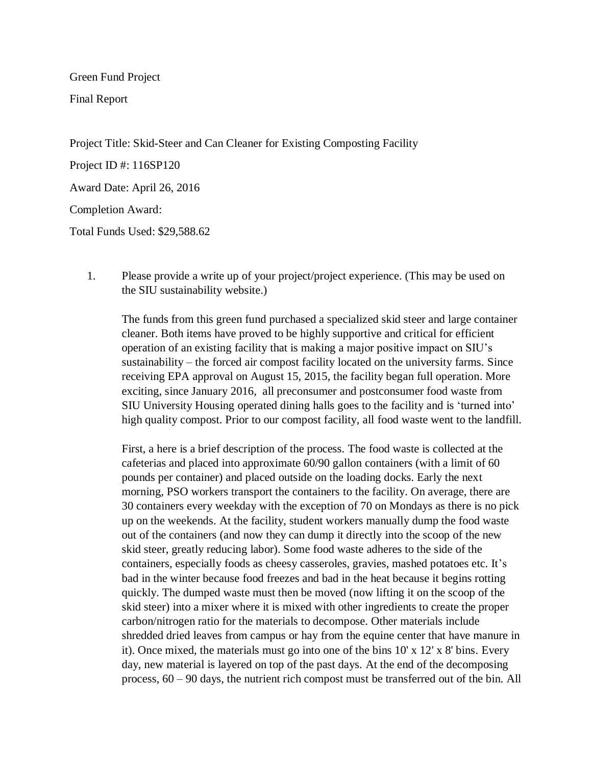Green Fund Project

Final Report

Project Title: Skid-Steer and Can Cleaner for Existing Composting Facility

Project ID #: 116SP120

Award Date: April 26, 2016

Completion Award:

Total Funds Used: $29,588.62

1. Please provide a write up of your project/project experience. (This may be used on the SIU sustainability website.)

   The funds from this green fund purchased a specialized skid steer and large container cleaner. Both items have proved to be highly supportive and critical for efficient operation of an existing facility that is making a major positive impact on SIU's sustainability – the forced air compost facility located on the university farms. Since receiving EPA approval on August 15, 2015, the facility began full operation. More exciting, since January 2016, all preconsumer and postconsumer food waste from SIU University Housing operated dining halls goes to the facility and is 'turned into' high quality compost. Prior to our compost facility, all food waste went to the landfill.

   First, a here is a brief description of the process. The food waste is collected at the cafeterias and placed into approximate 60/90 gallon containers (with a limit of 60 pounds per container) and placed outside on the loading docks. Early the next morning, PSO workers transport the containers to the facility. On average, there are 30 containers every weekday with the exception of 70 on Mondays as there is no pick up on the weekends. At the facility, student workers manually dump the food waste out of the containers (and now they can dump it directly into the scoop of the new skid steer, greatly reducing labor). Some food waste adheres to the side of the containers, especially foods as cheesy casseroles, gravies, mashed potatoes etc. It's bad in the winter because food freezes and bad in the heat because it begins rotting quickly. The dumped waste must then be moved (now lifting it on the scoop of the skid steer) into a mixer where it is mixed with other ingredients to create the proper carbon/nitrogen ratio for the materials to decompose. Other materials include shredded dried leaves from campus or hay from the equine center that have manure in it). Once mixed, the materials must go into one of the bins 10' x 12' x 8' bins. Every day, new material is layered on top of the past days. At the end of the decomposing process, 60 – 90 days, the nutrient rich compost must be transferred out of the bin. All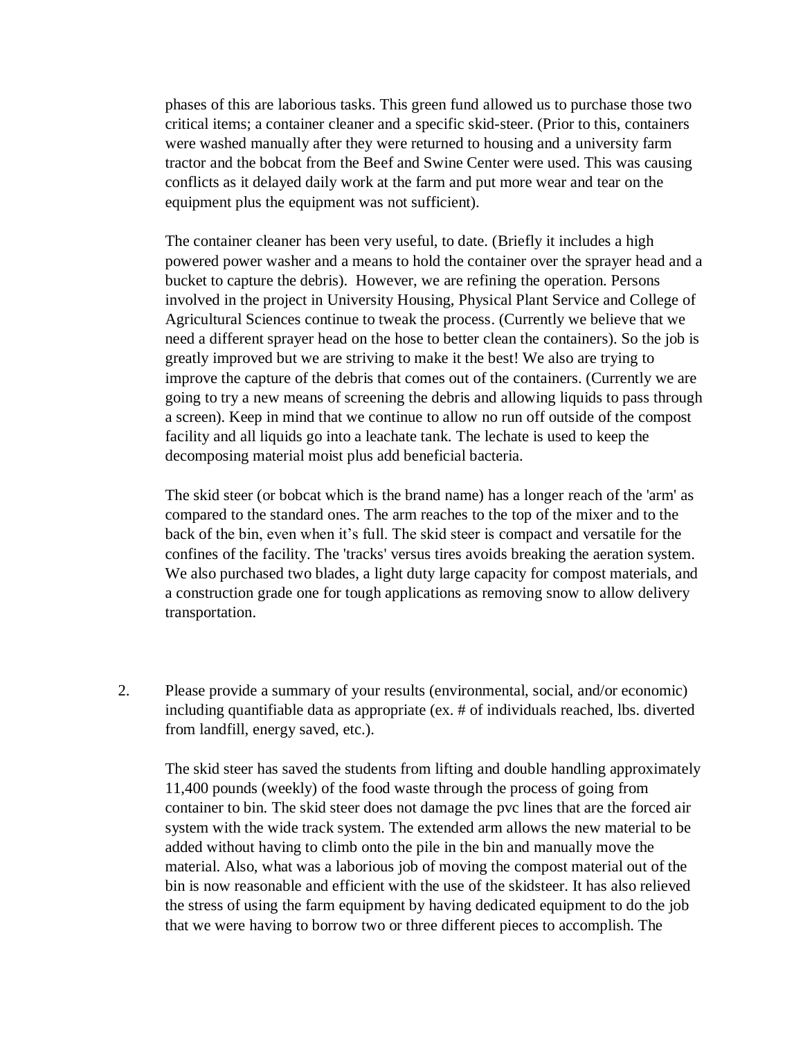phases of this are laborious tasks. This green fund allowed us to purchase those two critical items; a container cleaner and a specific skid-steer. (Prior to this, containers were washed manually after they were returned to housing and a university farm tractor and the bobcat from the Beef and Swine Center were used. This was causing conflicts as it delayed daily work at the farm and put more wear and tear on the equipment plus the equipment was not sufficient).

The container cleaner has been very useful, to date. (Briefly it includes a high powered power washer and a means to hold the container over the sprayer head and a bucket to capture the debris). However, we are refining the operation. Persons involved in the project in University Housing, Physical Plant Service and College of Agricultural Sciences continue to tweak the process. (Currently we believe that we need a different sprayer head on the hose to better clean the containers). So the job is greatly improved but we are striving to make it the best! We also are trying to improve the capture of the debris that comes out of the containers. (Currently we are going to try a new means of screening the debris and allowing liquids to pass through a screen). Keep in mind that we continue to allow no run off outside of the compost facility and all liquids go into a leachate tank. The lechate is used to keep the decomposing material moist plus add beneficial bacteria.

The skid steer (or bobcat which is the brand name) has a longer reach of the 'arm' as compared to the standard ones. The arm reaches to the top of the mixer and to the back of the bin, even when it's full. The skid steer is compact and versatile for the confines of the facility. The 'tracks' versus tires avoids breaking the aeration system. We also purchased two blades, a light duty large capacity for compost materials, and a construction grade one for tough applications as removing snow to allow delivery transportation.

2. Please provide a summary of your results (environmental, social, and/or economic) including quantifiable data as appropriate (ex. # of individuals reached, lbs. diverted from landfill, energy saved, etc.).

The skid steer has saved the students from lifting and double handling approximately 11,400 pounds (weekly) of the food waste through the process of going from container to bin. The skid steer does not damage the pvc lines that are the forced air system with the wide track system. The extended arm allows the new material to be added without having to climb onto the pile in the bin and manually move the material. Also, what was a laborious job of moving the compost material out of the bin is now reasonable and efficient with the use of the skidsteer. It has also relieved the stress of using the farm equipment by having dedicated equipment to do the job that we were having to borrow two or three different pieces to accomplish. The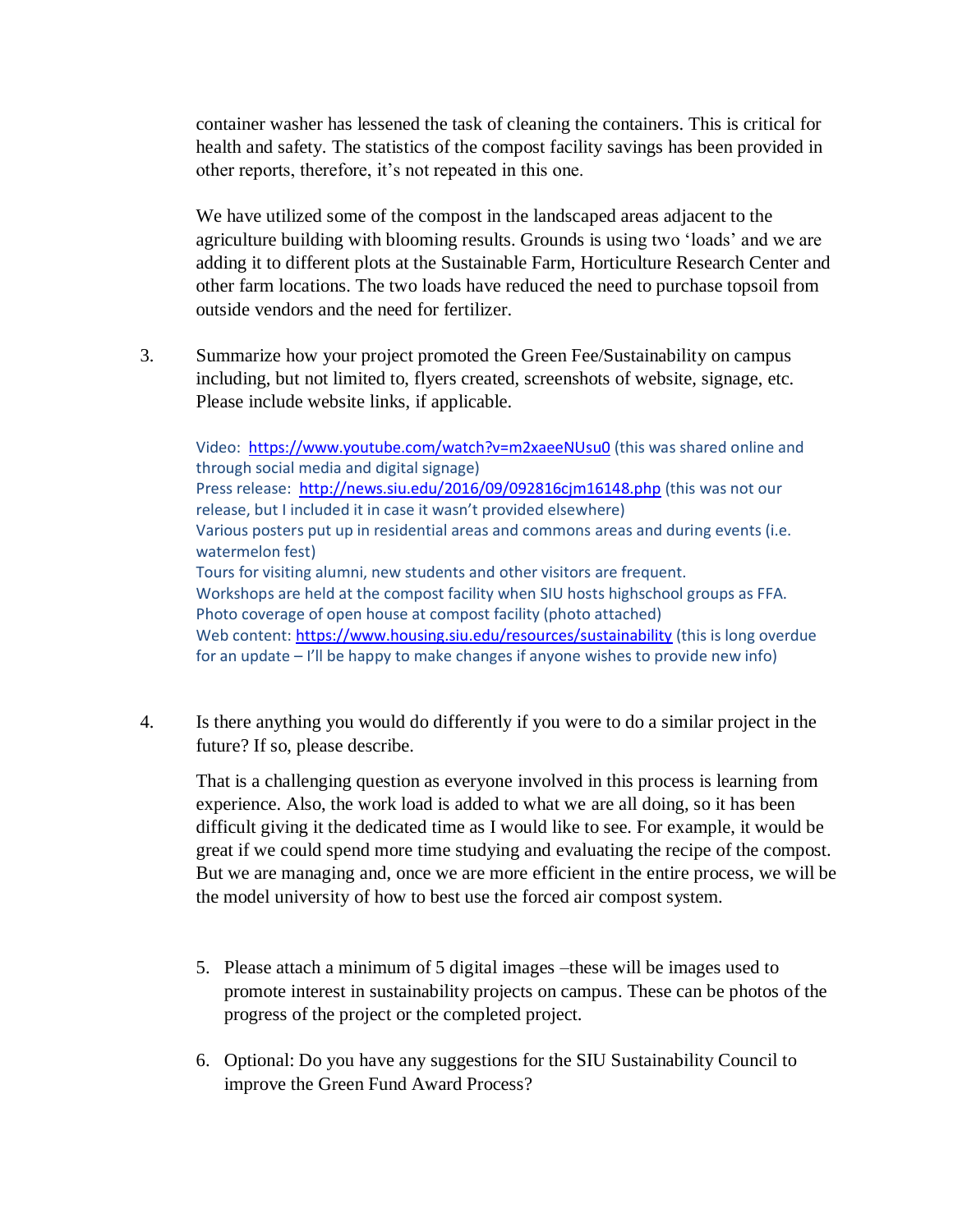container washer has lessened the task of cleaning the containers. This is critical for health and safety. The statistics of the compost facility savings has been provided in other reports, therefore, it's not repeated in this one.

We have utilized some of the compost in the landscaped areas adjacent to the agriculture building with blooming results. Grounds is using two 'loads' and we are adding it to different plots at the Sustainable Farm, Horticulture Research Center and other farm locations. The two loads have reduced the need to purchase topsoil from outside vendors and the need for fertilizer.

3. Summarize how your project promoted the Green Fee/Sustainability on campus including, but not limited to, flyers created, screenshots of website, signage, etc. Please include website links, if applicable.

   Video: https://www.youtube.com/watch?v=m2xaeeNUsu0 (this was shared online and through social media and digital signage)
   Press release: http://news.siu.edu/2016/09/092816cjm16148.php (this was not our release, but I included it in case it wasn't provided elsewhere)
   Various posters put up in residential areas and commons areas and during events (i.e. watermelon fest)
   Tours for visiting alumni, new students and other visitors are frequent.
   Workshops are held at the compost facility when SIU hosts highschool groups as FFA.
   Photo coverage of open house at compost facility (photo attached)
   Web content: https://www.housing.siu.edu/resources/sustainability (this is long overdue for an update – I'll be happy to make changes if anyone wishes to provide new info)

4. Is there anything you would do differently if you were to do a similar project in the future? If so, please describe.

   That is a challenging question as everyone involved in this process is learning from experience. Also, the work load is added to what we are all doing, so it has been difficult giving it the dedicated time as I would like to see. For example, it would be great if we could spend more time studying and evaluating the recipe of the compost. But we are managing and, once we are more efficient in the entire process, we will be the model university of how to best use the forced air compost system.

5. Please attach a minimum of 5 digital images –these will be images used to promote interest in sustainability projects on campus. These can be photos of the progress of the project or the completed project.

6. Optional: Do you have any suggestions for the SIU Sustainability Council to improve the Green Fund Award Process?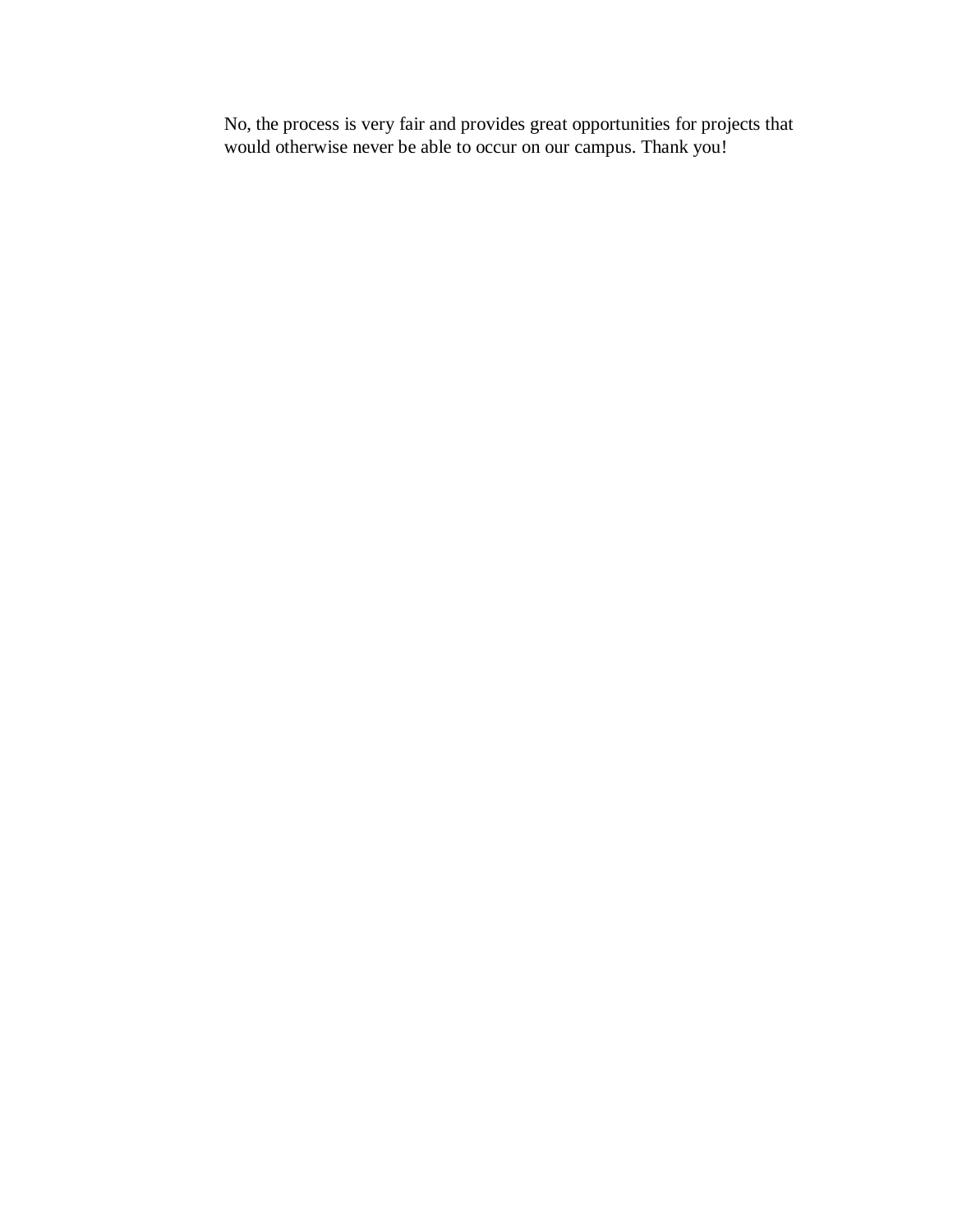No, the process is very fair and provides great opportunities for projects that would otherwise never be able to occur on our campus. Thank you!